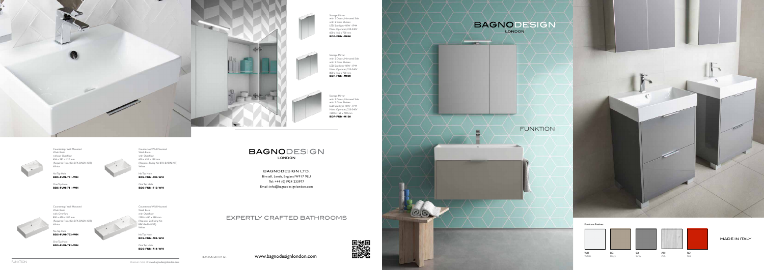Storage Mirror
with 2 Doors, Mirrored Side
with 2 Glass Shelves
LED Spotlight 4.8W - IP44
Mains Operated, 220-240V
600 x 166 x 700 mm
**BDF-FUN-M060**

Storage Mirror
with 2 Doors, Mirrored Side
with 2 Glass Shelves
LED Spotlight 4.8W - IP44
Mains Operated, 220-240V
800 x 166 x 700 mm
**BDF-FUN-M080**

Storage Mirror
with 3 Doors, Mirrored Side
with 2 Glass Shelves
LED Spotlight 4.8W - IP44
Mains Operated, 220-240V
1200 x 166 x 700 mm
**BDF-FUN-M120**

Countertop/ Wall Mounted
Wash Basin
without Overflow
454 x 282 x 120 mm
(Requires Fixing Kit BFK-BASIN-KIT)
White

No Tap Hole
**BDS-FUN-701-WH**

One Tap Hole
**BDS-FUN-711-WH**

Countertop/ Wall Mounted
Wash Basin
with Overflow
600 x 450 x 180 mm
(Requires Fixing Kit BFK-BASIN-KIT)
White

No Tap Hole
**BDS-FUN-702-WH**

One Tap Hole
**BDS-FUN-712-WH**

Countertop/ Wall Mounted
Wash Basin
with Overflow
800 x 450 x 180 mm
(Requires Fixing Kit BFK-BASIN-KIT)
White

No Tap Hole
**BDS-FUN-703-WH**

One Tap Hole
**BDS-FUN-713-WH**

Countertop/ Wall Mounted
Wash Basin
with Overflow
1200 x 450 x 180 mm
(Requires 2x Fixing Kit
BFK-BASIN-KIT)
White

No Tap Hole
**BDS-FUN-704-WH**

One Tap Hole
**BDS-FUN-714-WH**

FUNKTION

Discover more at www.bagnodesignlondon.com

BAGNODESIGN
LONDON

BAGNODESIGN LTD.
Birstall, Leeds, England WF17 9LU
Tel: +44 (0)1924 233977
Email: info@bagnodesignlondon.com

EXPERTLY CRAFTED BATHROOMS

BDX-FUN-2017A4-GB

www.bagnodesignlondon.com

BAGNODESIGN
LONDON

FUNKTION

Furniture Finishes:

| WH | BG | GY | ASH | RD |
|---|---|---|---|---|
| White | Beige | Grey | Ash | Red |

MADE IN ITALY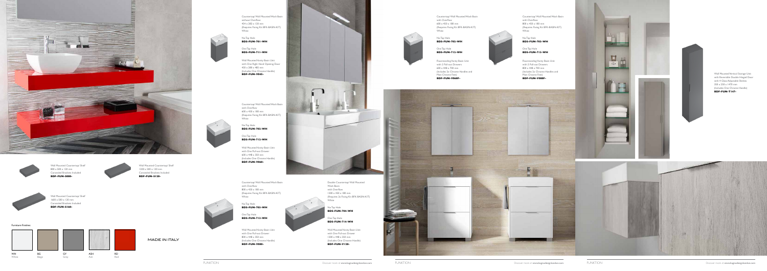Wall Mounted Countertop Shelf
800 x 500 x 120 mm
Concealed Brackets Included
**BDF-FUN-S080-**

Wall Mounted Countertop Shelf
1200 x 500 x 120 mm
Concealed Brackets Included
**BDF-FUN-S120-**

Wall Mounted Countertop Shelf
1600 x 500 x 120 mm
Concealed Brackets Included
**BDF-FUN-S160-**

**Furniture Finishes**

| WH | BG | GY | ASH | RD |
|---|---|---|---|---|
| White | Beige | Grey | Ash | Red |

MADE IN ITALY

Countertop/ Wall Mounted Wash Basin
without Overflow
454 x 282 x 130 mm
(Requires Fixing Kit BFK-BASIN-KIT)
White

No Tap Hole
**BDS-FUN-701-WH**

One Tap Hole
**BDS-FUN-711-WH**

Wall Mounted Vanity Basin Unit
with One Right Hand Opening Door
450 x 280 x 480 mm
(Includes One Chrome Handle)
**BDF-FUN-V045-**

Countertop/ Wall Mounted Wash Basin
with Overflow
600 x 450 x 180 mm
(Requires Fixing Kit BFK-BASIN-KIT)
White

No Tap Hole
**BDS-FUN-702-WH**

One Tap Hole
**BDS-FUN-712-WH**

Wall Mounted Vanity Basin Unit
with One Pull-out Drawer
600 x 448 x 350 mm
(Includes One Chrome Handle)
**BDF-FUN-V060-**

Countertop/ Wall Mounted Wash Basin
with Overflow
800 x 450 x 180 mm
(Requires Fixing Kit BFK-BASIN-KIT)
White

No Tap Hole
**BDS-FUN-703-WH**

One Tap Hole
**BDS-FUN-713-WH**

Wall Mounted Vanity Basin Unit
with One Pull-out Drawer
800 x 448 x 350 mm
(Includes One Chrome Handle)
**BDF-FUN-V080-**

Double Countertop/ Wall Mounted
Wash Basin
with Overflow
1200 x 450 x 180 mm
(Requires 2x Fixing Kit BFK-BASIN-KIT)
White

No Tap Hole
**BDS-FUN-704-WH**

One Tap Hole
**BDS-FUN-714-WH**

Wall Mounted Vanity Basin Unit
with One Pull-out Drawer
1200 x 448 x 350 mm
(Includes One Chrome Handle)
**BDF-FUN-V120-**

Countertop/ Wall Mounted Wash Basin
with Overflow
600 x 450 x 180 mm
(Requires Fixing Kit BFK-BASIN-KIT)
White

No Tap Hole
**BDS-FUN-702-WH**

One Tap Hole
**BDS-FUN-712-WH**

Freestanding Vanity Basin Unit
with 2 Pull-out Drawers
600 x 448 x 700 mm
(Includes 2x Chrome Handles and
Matt Chrome Feet)
**BDF-FUN-V060F-**

Countertop/ Wall Mounted Wash Basin
with Overflow
800 x 450 x 180 mm
(Requires Fixing Kit BFK-BASIN-KIT)
White

No Tap Hole
**BDS-FUN-703-WH**

One Tap Hole
**BDS-FUN-713-WH**

Freestanding Vanity Basin Unit
with 2 Pull-out Drawers
800 x 448 x 700 mm
(Includes 2x Chrome Handles and
Matt Chrome Feet)
**BDF-FUN-V080F-**

Wall Mounted Vertical Storage Unit
with Reversible Double-Hinged Door
with 4 Glass Adjustable Shelves
350 x 250 x 1470 mm
(Includes One Chrome Handle)
**BDF-FUN-T147-**